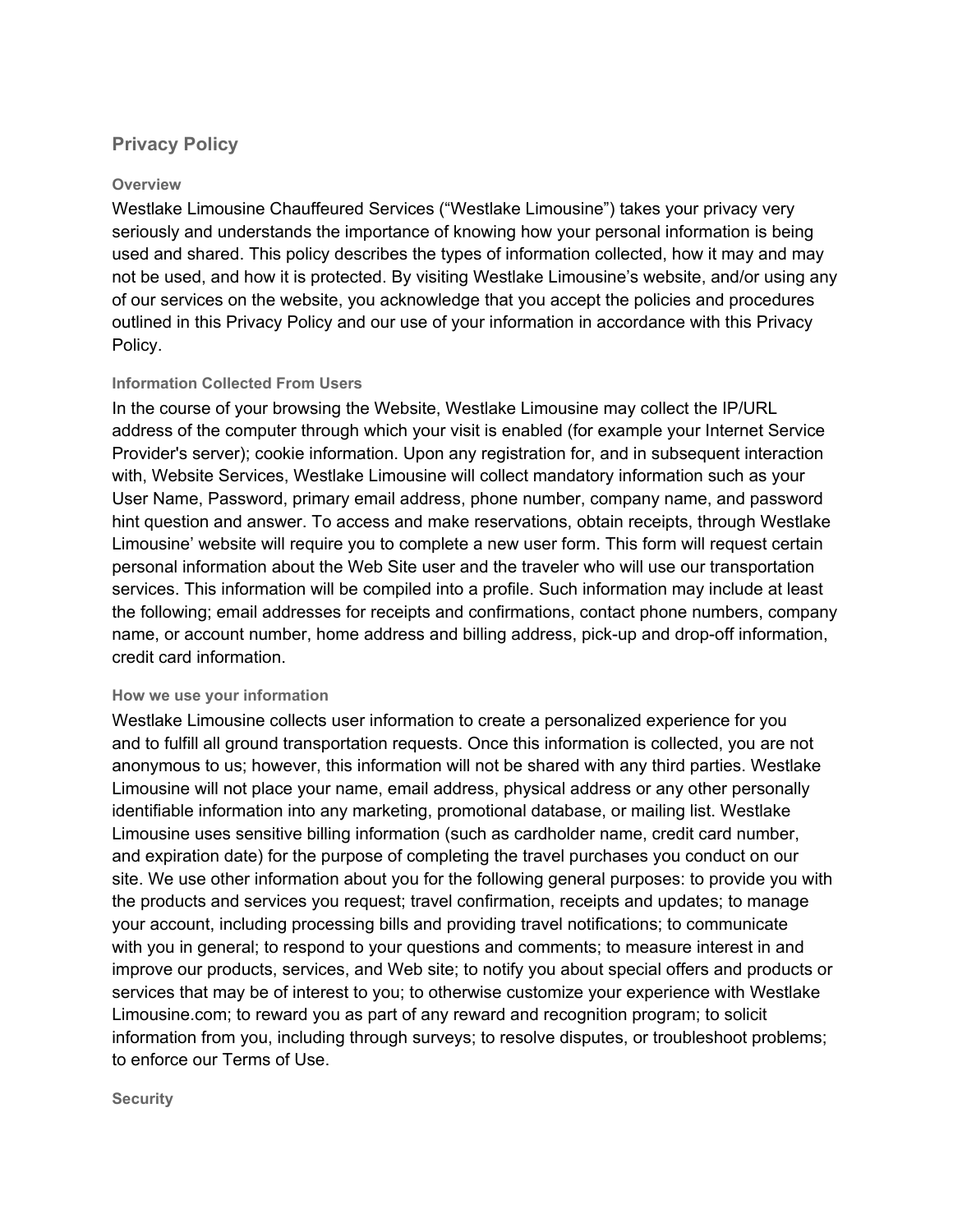## Privacy Policy

### Overview

Westlake Limousine Chauffeured Services ("Westlake Limousine") takes your privacy very seriously and understands the importance of knowing how your personal information is being used and shared. This policy describes the types of information collected, how it may and may not be used, and how it is protected. By visiting Westlake Limousine's website, and/or using any of our services on the website, you acknowledge that you accept the policies and procedures outlined in this Privacy Policy and our use of your information in accordance with this Privacy Policy.

### Information Collected From Users

In the course of your browsing the Website, Westlake Limousine may collect the IP/URL address of the computer through which your visit is enabled (for example your Internet Service Provider's server); cookie information. Upon any registration for, and in subsequent interaction with, Website Services, Westlake Limousine will collect mandatory information such as your User Name, Password, primary email address, phone number, company name, and password hint question and answer. To access and make reservations, obtain receipts, through Westlake Limousine' website will require you to complete a new user form. This form will request certain personal information about the Web Site user and the traveler who will use our transportation services. This information will be compiled into a profile. Such information may include at least the following; email addresses for receipts and confirmations, contact phone numbers, company name, or account number, home address and billing address, pick-up and drop-off information, credit card information.

### How we use your information

Westlake Limousine collects user information to create a personalized experience for you and to fulfill all ground transportation requests. Once this information is collected, you are not anonymous to us; however, this information will not be shared with any third parties. Westlake Limousine will not place your name, email address, physical address or any other personally identifiable information into any marketing, promotional database, or mailing list. Westlake Limousine uses sensitive billing information (such as cardholder name, credit card number, and expiration date) for the purpose of completing the travel purchases you conduct on our site. We use other information about you for the following general purposes: to provide you with the products and services you request; travel confirmation, receipts and updates; to manage your account, including processing bills and providing travel notifications; to communicate with you in general; to respond to your questions and comments; to measure interest in and improve our products, services, and Web site; to notify you about special offers and products or services that may be of interest to you; to otherwise customize your experience with Westlake Limousine.com; to reward you as part of any reward and recognition program; to solicit information from you, including through surveys; to resolve disputes, or troubleshoot problems; to enforce our Terms of Use.

### Security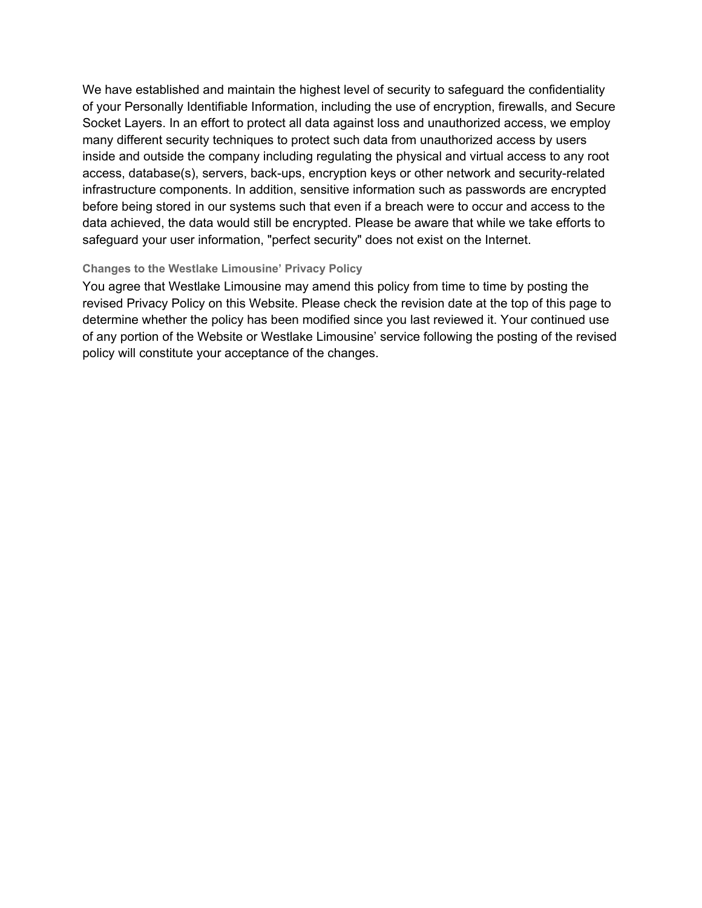We have established and maintain the highest level of security to safeguard the confidentiality of your Personally Identifiable Information, including the use of encryption, firewalls, and Secure Socket Layers. In an effort to protect all data against loss and unauthorized access, we employ many different security techniques to protect such data from unauthorized access by users inside and outside the company including regulating the physical and virtual access to any root access, database(s), servers, back-ups, encryption keys or other network and security-related infrastructure components. In addition, sensitive information such as passwords are encrypted before being stored in our systems such that even if a breach were to occur and access to the data achieved, the data would still be encrypted. Please be aware that while we take efforts to safeguard your user information, "perfect security" does not exist on the Internet.

### Changes to the Westlake Limousine' Privacy Policy

You agree that Westlake Limousine may amend this policy from time to time by posting the revised Privacy Policy on this Website. Please check the revision date at the top of this page to determine whether the policy has been modified since you last reviewed it. Your continued use of any portion of the Website or Westlake Limousine' service following the posting of the revised policy will constitute your acceptance of the changes.